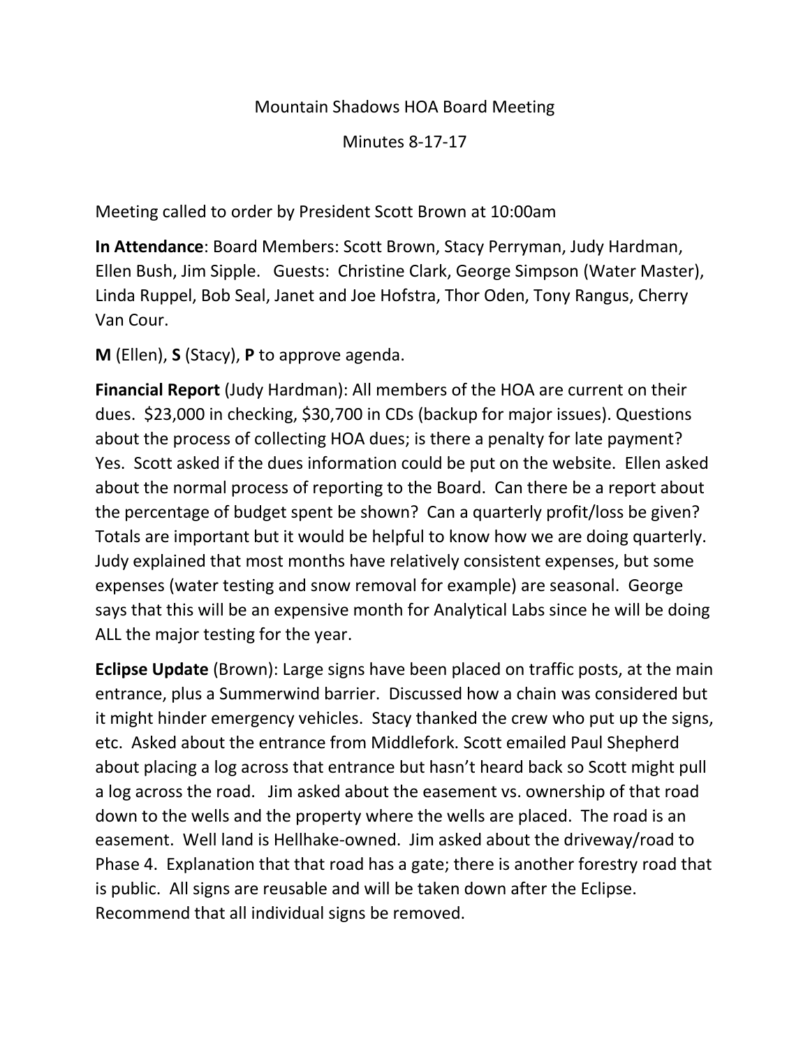Mountain Shadows HOA Board Meeting

Minutes 8-17-17

Meeting called to order by President Scott Brown at 10:00am

**In Attendance**: Board Members: Scott Brown, Stacy Perryman, Judy Hardman, Ellen Bush, Jim Sipple. Guests: Christine Clark, George Simpson (Water Master), Linda Ruppel, Bob Seal, Janet and Joe Hofstra, Thor Oden, Tony Rangus, Cherry Van Cour.

**M** (Ellen), **S** (Stacy), **P** to approve agenda.

**Financial Report** (Judy Hardman): All members of the HOA are current on their dues. $23,000 in checking, $30,700 in CDs (backup for major issues). Questions about the process of collecting HOA dues; is there a penalty for late payment? Yes. Scott asked if the dues information could be put on the website. Ellen asked about the normal process of reporting to the Board. Can there be a report about the percentage of budget spent be shown? Can a quarterly profit/loss be given? Totals are important but it would be helpful to know how we are doing quarterly. Judy explained that most months have relatively consistent expenses, but some expenses (water testing and snow removal for example) are seasonal. George says that this will be an expensive month for Analytical Labs since he will be doing ALL the major testing for the year.

**Eclipse Update** (Brown): Large signs have been placed on traffic posts, at the main entrance, plus a Summerwind barrier. Discussed how a chain was considered but it might hinder emergency vehicles. Stacy thanked the crew who put up the signs, etc. Asked about the entrance from Middlefork. Scott emailed Paul Shepherd about placing a log across that entrance but hasn't heard back so Scott might pull a log across the road. Jim asked about the easement vs. ownership of that road down to the wells and the property where the wells are placed. The road is an easement. Well land is Hellhake-owned. Jim asked about the driveway/road to Phase 4. Explanation that that road has a gate; there is another forestry road that is public. All signs are reusable and will be taken down after the Eclipse. Recommend that all individual signs be removed.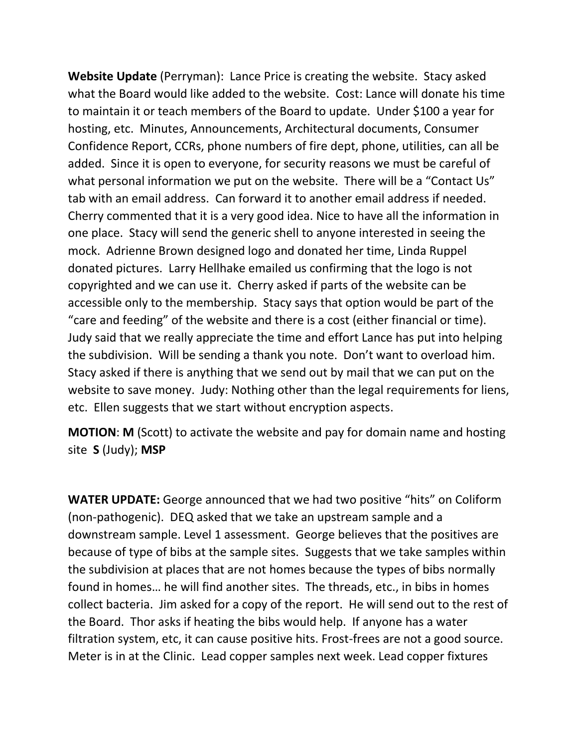**Website Update** (Perryman): Lance Price is creating the website. Stacy asked what the Board would like added to the website. Cost: Lance will donate his time to maintain it or teach members of the Board to update. Under $100 a year for hosting, etc. Minutes, Announcements, Architectural documents, Consumer Confidence Report, CCRs, phone numbers of fire dept, phone, utilities, can all be added. Since it is open to everyone, for security reasons we must be careful of what personal information we put on the website. There will be a "Contact Us" tab with an email address. Can forward it to another email address if needed. Cherry commented that it is a very good idea. Nice to have all the information in one place. Stacy will send the generic shell to anyone interested in seeing the mock. Adrienne Brown designed logo and donated her time, Linda Ruppel donated pictures. Larry Hellhake emailed us confirming that the logo is not copyrighted and we can use it. Cherry asked if parts of the website can be accessible only to the membership. Stacy says that option would be part of the "care and feeding" of the website and there is a cost (either financial or time). Judy said that we really appreciate the time and effort Lance has put into helping the subdivision. Will be sending a thank you note. Don't want to overload him. Stacy asked if there is anything that we send out by mail that we can put on the website to save money. Judy: Nothing other than the legal requirements for liens, etc. Ellen suggests that we start without encryption aspects.

**MOTION**: **M** (Scott) to activate the website and pay for domain name and hosting site **S** (Judy); **MSP**

**WATER UPDATE:** George announced that we had two positive "hits" on Coliform (non-pathogenic). DEQ asked that we take an upstream sample and a downstream sample. Level 1 assessment. George believes that the positives are because of type of bibs at the sample sites. Suggests that we take samples within the subdivision at places that are not homes because the types of bibs normally found in homes… he will find another sites. The threads, etc., in bibs in homes collect bacteria. Jim asked for a copy of the report. He will send out to the rest of the Board. Thor asks if heating the bibs would help. If anyone has a water filtration system, etc, it can cause positive hits. Frost-frees are not a good source. Meter is in at the Clinic. Lead copper samples next week. Lead copper fixtures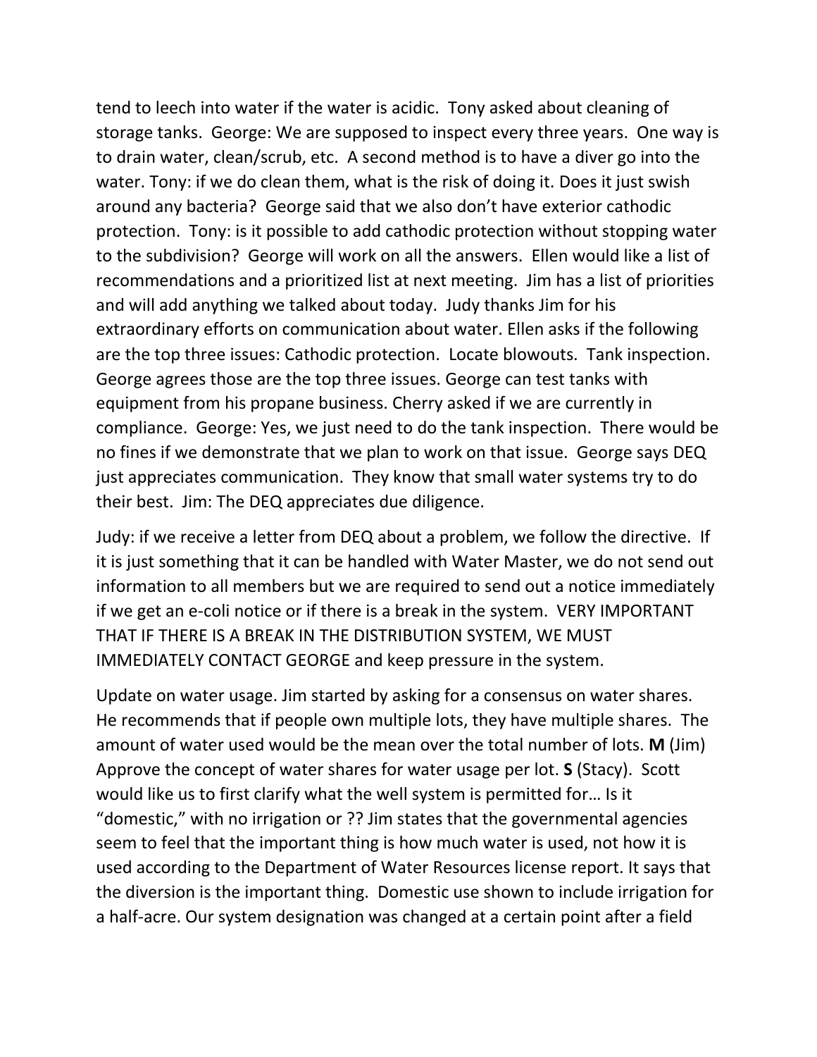tend to leech into water if the water is acidic. Tony asked about cleaning of storage tanks. George: We are supposed to inspect every three years. One way is to drain water, clean/scrub, etc. A second method is to have a diver go into the water. Tony: if we do clean them, what is the risk of doing it. Does it just swish around any bacteria? George said that we also don't have exterior cathodic protection. Tony: is it possible to add cathodic protection without stopping water to the subdivision? George will work on all the answers. Ellen would like a list of recommendations and a prioritized list at next meeting. Jim has a list of priorities and will add anything we talked about today. Judy thanks Jim for his extraordinary efforts on communication about water. Ellen asks if the following are the top three issues: Cathodic protection. Locate blowouts. Tank inspection. George agrees those are the top three issues. George can test tanks with equipment from his propane business. Cherry asked if we are currently in compliance. George: Yes, we just need to do the tank inspection. There would be no fines if we demonstrate that we plan to work on that issue. George says DEQ just appreciates communication. They know that small water systems try to do their best. Jim: The DEQ appreciates due diligence.

Judy: if we receive a letter from DEQ about a problem, we follow the directive. If it is just something that it can be handled with Water Master, we do not send out information to all members but we are required to send out a notice immediately if we get an e-coli notice or if there is a break in the system. VERY IMPORTANT THAT IF THERE IS A BREAK IN THE DISTRIBUTION SYSTEM, WE MUST IMMEDIATELY CONTACT GEORGE and keep pressure in the system.

Update on water usage. Jim started by asking for a consensus on water shares. He recommends that if people own multiple lots, they have multiple shares. The amount of water used would be the mean over the total number of lots. **M** (Jim) Approve the concept of water shares for water usage per lot. **S** (Stacy). Scott would like us to first clarify what the well system is permitted for… Is it "domestic," with no irrigation or ?? Jim states that the governmental agencies seem to feel that the important thing is how much water is used, not how it is used according to the Department of Water Resources license report. It says that the diversion is the important thing. Domestic use shown to include irrigation for a half-acre. Our system designation was changed at a certain point after a field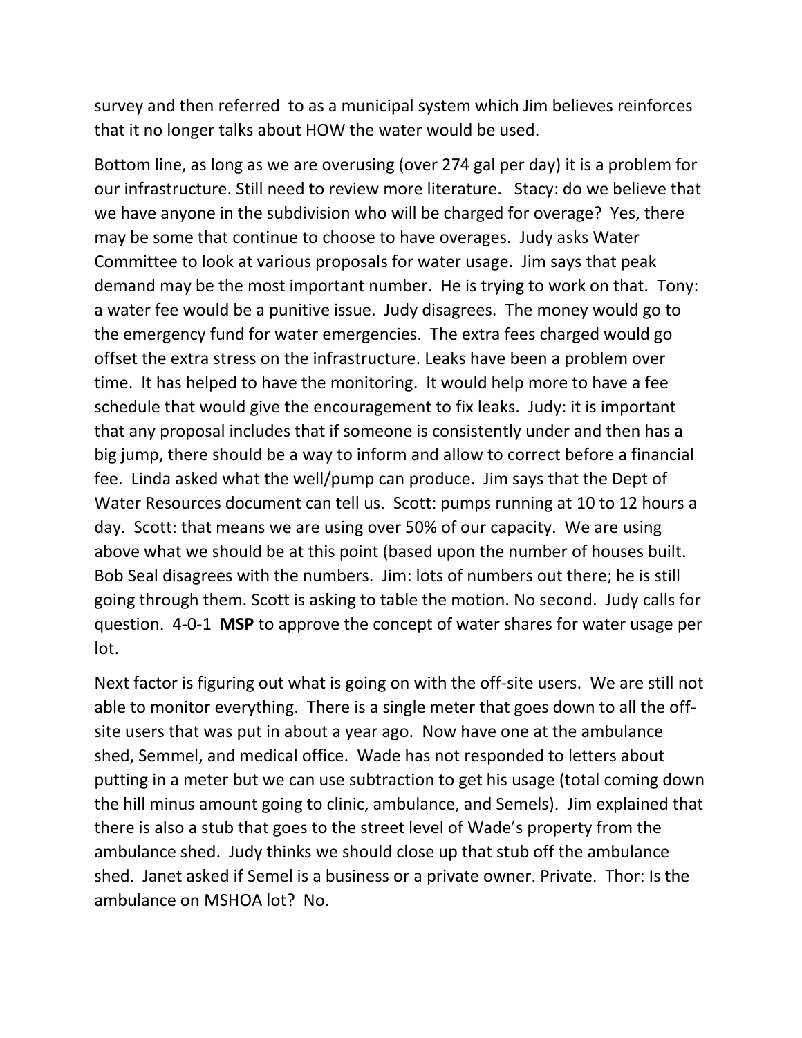survey and then referred  to as a municipal system which Jim believes reinforces that it no longer talks about HOW the water would be used.

Bottom line, as long as we are overusing (over 274 gal per day) it is a problem for our infrastructure. Still need to review more literature.   Stacy: do we believe that we have anyone in the subdivision who will be charged for overage?  Yes, there may be some that continue to choose to have overages.  Judy asks Water Committee to look at various proposals for water usage.  Jim says that peak demand may be the most important number.  He is trying to work on that.  Tony: a water fee would be a punitive issue.  Judy disagrees.  The money would go to the emergency fund for water emergencies.  The extra fees charged would go offset the extra stress on the infrastructure. Leaks have been a problem over time.  It has helped to have the monitoring.  It would help more to have a fee schedule that would give the encouragement to fix leaks.  Judy: it is important that any proposal includes that if someone is consistently under and then has a big jump, there should be a way to inform and allow to correct before a financial fee.  Linda asked what the well/pump can produce.  Jim says that the Dept of Water Resources document can tell us.  Scott: pumps running at 10 to 12 hours a day.  Scott: that means we are using over 50% of our capacity.  We are using above what we should be at this point (based upon the number of houses built. Bob Seal disagrees with the numbers.  Jim: lots of numbers out there; he is still going through them. Scott is asking to table the motion. No second.  Judy calls for question.  4-0-1  **MSP** to approve the concept of water shares for water usage per lot.

Next factor is figuring out what is going on with the off-site users.  We are still not able to monitor everything.  There is a single meter that goes down to all the off-site users that was put in about a year ago.  Now have one at the ambulance shed, Semmel, and medical office.  Wade has not responded to letters about putting in a meter but we can use subtraction to get his usage (total coming down the hill minus amount going to clinic, ambulance, and Semels).  Jim explained that there is also a stub that goes to the street level of Wade's property from the ambulance shed.  Judy thinks we should close up that stub off the ambulance shed.  Janet asked if Semel is a business or a private owner. Private.  Thor: Is the ambulance on MSHOA lot?  No.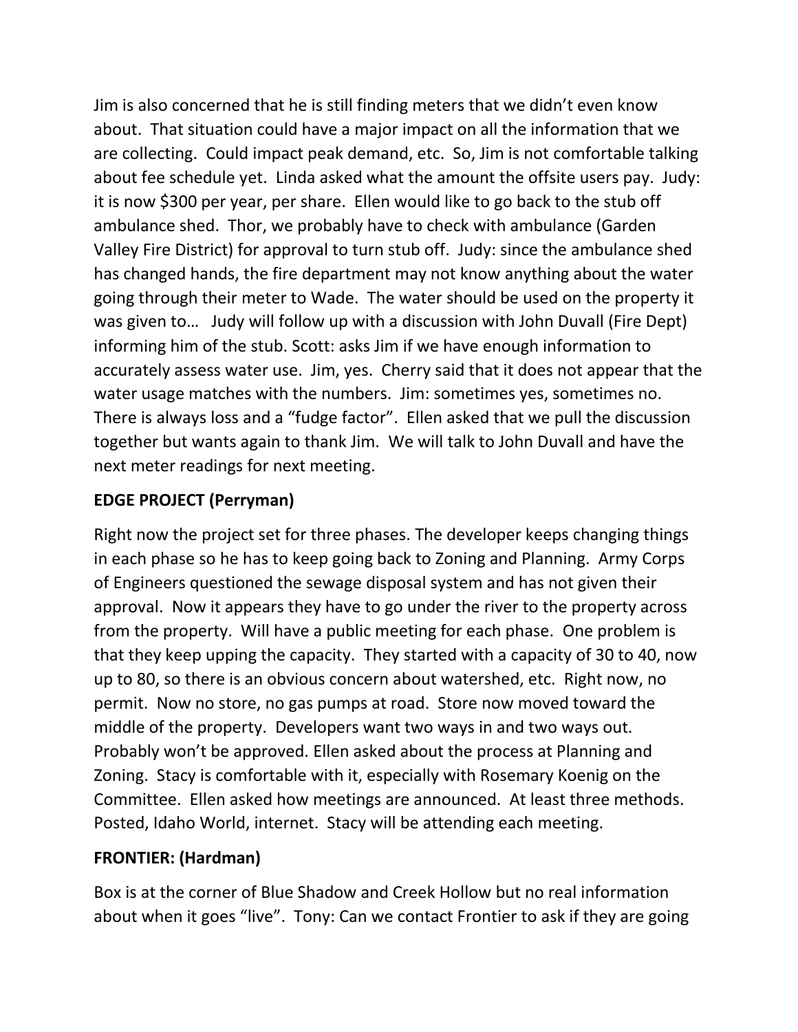Jim is also concerned that he is still finding meters that we didn't even know about. That situation could have a major impact on all the information that we are collecting. Could impact peak demand, etc. So, Jim is not comfortable talking about fee schedule yet. Linda asked what the amount the offsite users pay. Judy: it is now $300 per year, per share. Ellen would like to go back to the stub off ambulance shed. Thor, we probably have to check with ambulance (Garden Valley Fire District) for approval to turn stub off. Judy: since the ambulance shed has changed hands, the fire department may not know anything about the water going through their meter to Wade. The water should be used on the property it was given to… Judy will follow up with a discussion with John Duvall (Fire Dept) informing him of the stub. Scott: asks Jim if we have enough information to accurately assess water use. Jim, yes. Cherry said that it does not appear that the water usage matches with the numbers. Jim: sometimes yes, sometimes no. There is always loss and a "fudge factor". Ellen asked that we pull the discussion together but wants again to thank Jim. We will talk to John Duvall and have the next meter readings for next meeting.

**EDGE PROJECT (Perryman)**

Right now the project set for three phases. The developer keeps changing things in each phase so he has to keep going back to Zoning and Planning. Army Corps of Engineers questioned the sewage disposal system and has not given their approval. Now it appears they have to go under the river to the property across from the property. Will have a public meeting for each phase. One problem is that they keep upping the capacity. They started with a capacity of 30 to 40, now up to 80, so there is an obvious concern about watershed, etc. Right now, no permit. Now no store, no gas pumps at road. Store now moved toward the middle of the property. Developers want two ways in and two ways out. Probably won't be approved. Ellen asked about the process at Planning and Zoning. Stacy is comfortable with it, especially with Rosemary Koenig on the Committee. Ellen asked how meetings are announced. At least three methods. Posted, Idaho World, internet. Stacy will be attending each meeting.

**FRONTIER: (Hardman)**

Box is at the corner of Blue Shadow and Creek Hollow but no real information about when it goes "live". Tony: Can we contact Frontier to ask if they are going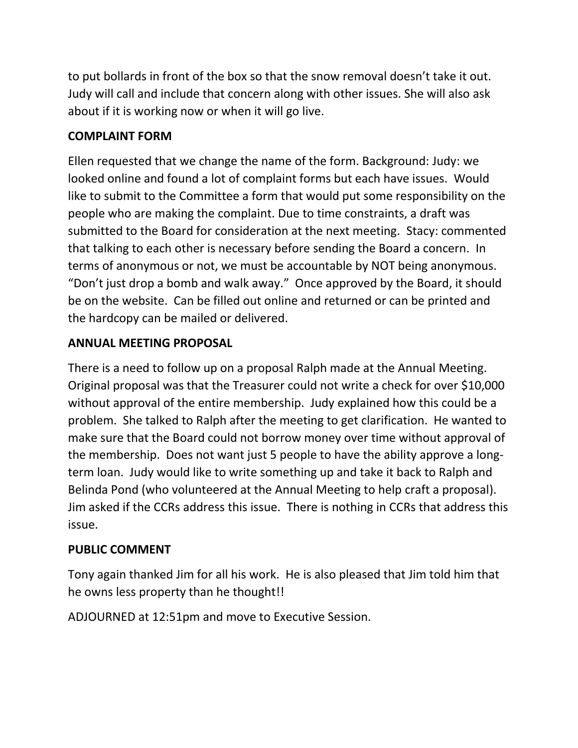to put bollards in front of the box so that the snow removal doesn't take it out. Judy will call and include that concern along with other issues. She will also ask about if it is working now or when it will go live.

**COMPLAINT FORM**

Ellen requested that we change the name of the form. Background: Judy: we looked online and found a lot of complaint forms but each have issues. Would like to submit to the Committee a form that would put some responsibility on the people who are making the complaint. Due to time constraints, a draft was submitted to the Board for consideration at the next meeting. Stacy: commented that talking to each other is necessary before sending the Board a concern. In terms of anonymous or not, we must be accountable by NOT being anonymous. "Don't just drop a bomb and walk away." Once approved by the Board, it should be on the website. Can be filled out online and returned or can be printed and the hardcopy can be mailed or delivered.

**ANNUAL MEETING PROPOSAL**

There is a need to follow up on a proposal Ralph made at the Annual Meeting. Original proposal was that the Treasurer could not write a check for over $10,000 without approval of the entire membership. Judy explained how this could be a problem. She talked to Ralph after the meeting to get clarification. He wanted to make sure that the Board could not borrow money over time without approval of the membership. Does not want just 5 people to have the ability approve a long-term loan. Judy would like to write something up and take it back to Ralph and Belinda Pond (who volunteered at the Annual Meeting to help craft a proposal). Jim asked if the CCRs address this issue. There is nothing in CCRs that address this issue.

**PUBLIC COMMENT**

Tony again thanked Jim for all his work. He is also pleased that Jim told him that he owns less property than he thought!!

ADJOURNED at 12:51pm and move to Executive Session.